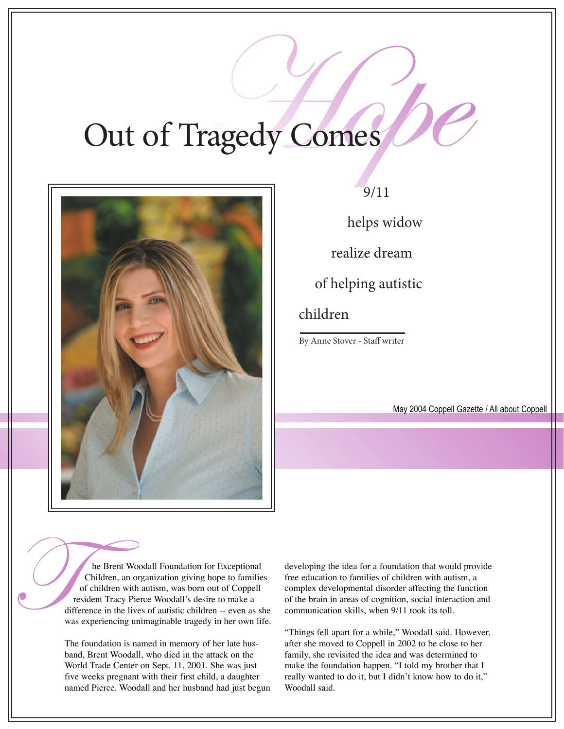# Out of Tragedy Comes *Hope*

## 9/11 helps widow realize dream of helping autistic children

By Anne Stover - Staff writer

May 2004 Coppell Gazette / All about Coppell

The Brent Woodall Foundation for Exceptional Children, an organization giving hope to families of children with autism, was born out of Coppell resident Tracy Pierce Woodall's desire to make a difference in the lives of autistic children -- even as she was experiencing unimaginable tragedy in her own life.

The foundation is named in memory of her late husband, Brent Woodall, who died in the attack on the World Trade Center on Sept. 11, 2001. She was just five weeks pregnant with their first child, a daughter named Pierce. Woodall and her husband had just begun developing the idea for a foundation that would provide free education to families of children with autism, a complex developmental disorder affecting the function of the brain in areas of cognition, social interaction and communication skills, when 9/11 took its toll.

"Things fell apart for a while," Woodall said. However, after she moved to Coppell in 2002 to be close to her family, she revisited the idea and was determined to make the foundation happen. "I told my brother that I really wanted to do it, but I didn't know how to do it," Woodall said.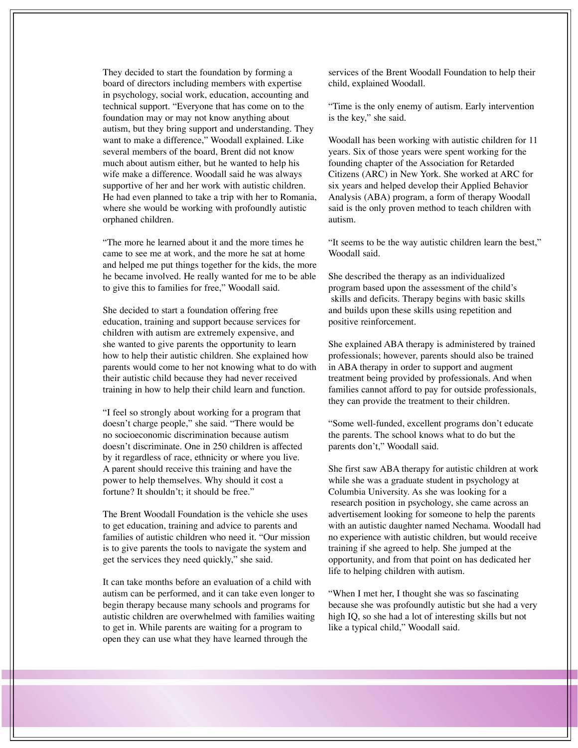They decided to start the foundation by forming a board of directors including members with expertise in psychology, social work, education, accounting and technical support. "Everyone that has come on to the foundation may or may not know anything about autism, but they bring support and understanding. They want to make a difference," Woodall explained. Like several members of the board, Brent did not know much about autism either, but he wanted to help his wife make a difference. Woodall said he was always supportive of her and her work with autistic children. He had even planned to take a trip with her to Romania, where she would be working with profoundly autistic orphaned children.

"The more he learned about it and the more times he came to see me at work, and the more he sat at home and helped me put things together for the kids, the more he became involved. He really wanted for me to be able to give this to families for free," Woodall said.

She decided to start a foundation offering free education, training and support because services for children with autism are extremely expensive, and she wanted to give parents the opportunity to learn how to help their autistic children. She explained how parents would come to her not knowing what to do with their autistic child because they had never received training in how to help their child learn and function.

"I feel so strongly about working for a program that doesn't charge people," she said. "There would be no socioeconomic discrimination because autism doesn't discriminate. One in 250 children is affected by it regardless of race, ethnicity or where you live. A parent should receive this training and have the power to help themselves. Why should it cost a fortune? It shouldn't; it should be free."

The Brent Woodall Foundation is the vehicle she uses to get education, training and advice to parents and families of autistic children who need it. "Our mission is to give parents the tools to navigate the system and get the services they need quickly," she said.

It can take months before an evaluation of a child with autism can be performed, and it can take even longer to begin therapy because many schools and programs for autistic children are overwhelmed with families waiting to get in. While parents are waiting for a program to open they can use what they have learned through the services of the Brent Woodall Foundation to help their child, explained Woodall.

"Time is the only enemy of autism. Early intervention is the key," she said.

Woodall has been working with autistic children for 11 years. Six of those years were spent working for the founding chapter of the Association for Retarded Citizens (ARC) in New York. She worked at ARC for six years and helped develop their Applied Behavior Analysis (ABA) program, a form of therapy Woodall said is the only proven method to teach children with autism.

"It seems to be the way autistic children learn the best," Woodall said.

She described the therapy as an individualized program based upon the assessment of the child's skills and deficits. Therapy begins with basic skills and builds upon these skills using repetition and positive reinforcement.

She explained ABA therapy is administered by trained professionals; however, parents should also be trained in ABA therapy in order to support and augment treatment being provided by professionals. And when families cannot afford to pay for outside professionals, they can provide the treatment to their children.

"Some well-funded, excellent programs don't educate the parents. The school knows what to do but the parents don't," Woodall said.

She first saw ABA therapy for autistic children at work while she was a graduate student in psychology at Columbia University. As she was looking for a research position in psychology, she came across an advertisement looking for someone to help the parents with an autistic daughter named Nechama. Woodall had no experience with autistic children, but would receive training if she agreed to help. She jumped at the opportunity, and from that point on has dedicated her life to helping children with autism.

"When I met her, I thought she was so fascinating because she was profoundly autistic but she had a very high IQ, so she had a lot of interesting skills but not like a typical child," Woodall said.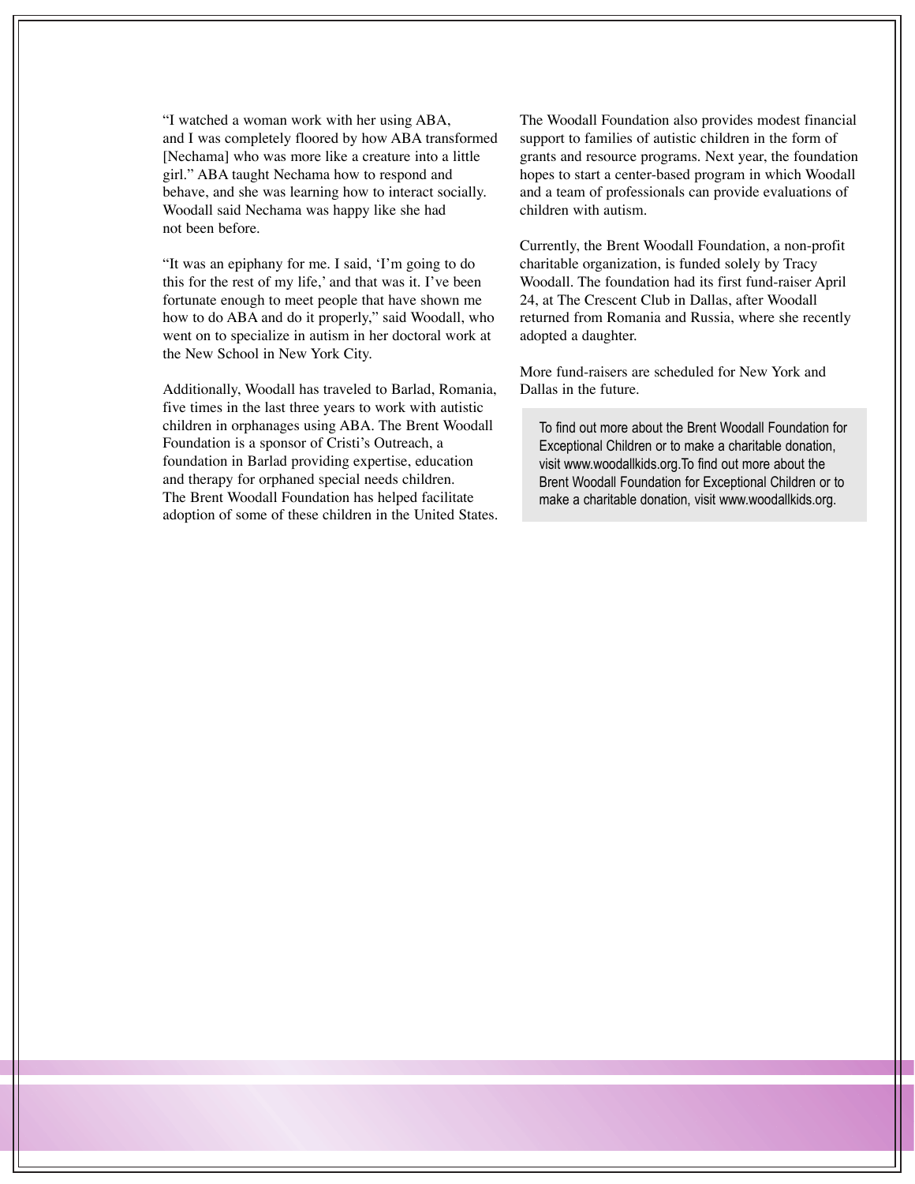"I watched a woman work with her using ABA, and I was completely floored by how ABA transformed [Nechama] who was more like a creature into a little girl." ABA taught Nechama how to respond and behave, and she was learning how to interact socially. Woodall said Nechama was happy like she had not been before.

"It was an epiphany for me. I said, 'I'm going to do this for the rest of my life,' and that was it. I've been fortunate enough to meet people that have shown me how to do ABA and do it properly," said Woodall, who went on to specialize in autism in her doctoral work at the New School in New York City.

Additionally, Woodall has traveled to Barlad, Romania, five times in the last three years to work with autistic children in orphanages using ABA. The Brent Woodall Foundation is a sponsor of Cristi's Outreach, a foundation in Barlad providing expertise, education and therapy for orphaned special needs children. The Brent Woodall Foundation has helped facilitate adoption of some of these children in the United States.

The Woodall Foundation also provides modest financial support to families of autistic children in the form of grants and resource programs. Next year, the foundation hopes to start a center-based program in which Woodall and a team of professionals can provide evaluations of children with autism.

Currently, the Brent Woodall Foundation, a non-profit charitable organization, is funded solely by Tracy Woodall. The foundation had its first fund-raiser April 24, at The Crescent Club in Dallas, after Woodall returned from Romania and Russia, where she recently adopted a daughter.

More fund-raisers are scheduled for New York and Dallas in the future.

To find out more about the Brent Woodall Foundation for Exceptional Children or to make a charitable donation, visit www.woodallkids.org.To find out more about the Brent Woodall Foundation for Exceptional Children or to make a charitable donation, visit www.woodallkids.org.